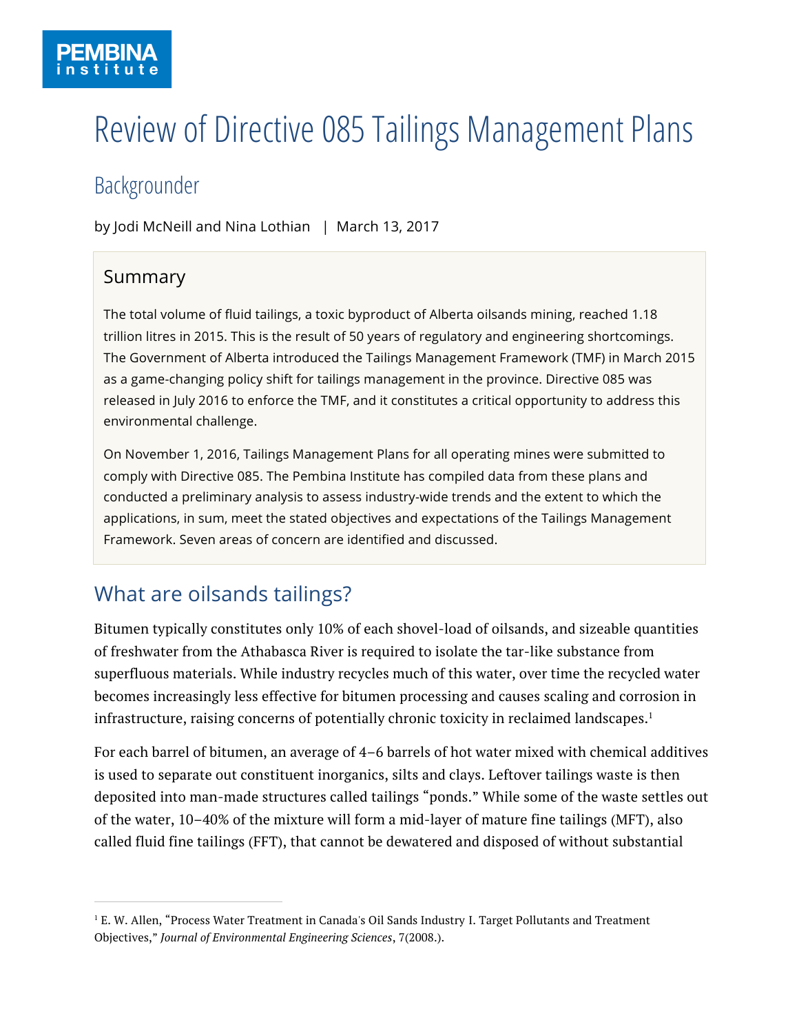PEMBINA institute

# Review of Directive 085 Tailings Management Plans

## Backgrounder

by Jodi McNeill and Nina Lothian | March 13, 2017

### Summary

The total volume of fluid tailings, a toxic byproduct of Alberta oilsands mining, reached 1.18 trillion litres in 2015. This is the result of 50 years of regulatory and engineering shortcomings. The Government of Alberta introduced the Tailings Management Framework (TMF) in March 2015 as a game-changing policy shift for tailings management in the province. Directive 085 was released in July 2016 to enforce the TMF, and it constitutes a critical opportunity to address this environmental challenge.

On November 1, 2016, Tailings Management Plans for all operating mines were submitted to comply with Directive 085. The Pembina Institute has compiled data from these plans and conducted a preliminary analysis to assess industry-wide trends and the extent to which the applications, in sum, meet the stated objectives and expectations of the Tailings Management Framework. Seven areas of concern are identified and discussed.

## What are oilsands tailings?

Bitumen typically constitutes only 10% of each shovel-load of oilsands, and sizeable quantities of freshwater from the Athabasca River is required to isolate the tar-like substance from superfluous materials. While industry recycles much of this water, over time the recycled water becomes increasingly less effective for bitumen processing and causes scaling and corrosion in infrastructure, raising concerns of potentially chronic toxicity in reclaimed landscapes.[1]

For each barrel of bitumen, an average of 4–6 barrels of hot water mixed with chemical additives is used to separate out constituent inorganics, silts and clays. Leftover tailings waste is then deposited into man-made structures called tailings "ponds." While some of the waste settles out of the water, 10–40% of the mixture will form a mid-layer of mature fine tailings (MFT), also called fluid fine tailings (FFT), that cannot be dewatered and disposed of without substantial

---

[1] E. W. Allen, "Process Water Treatment in Canada's Oil Sands Industry I. Target Pollutants and Treatment Objectives," *Journal of Environmental Engineering Sciences*, 7(2008.).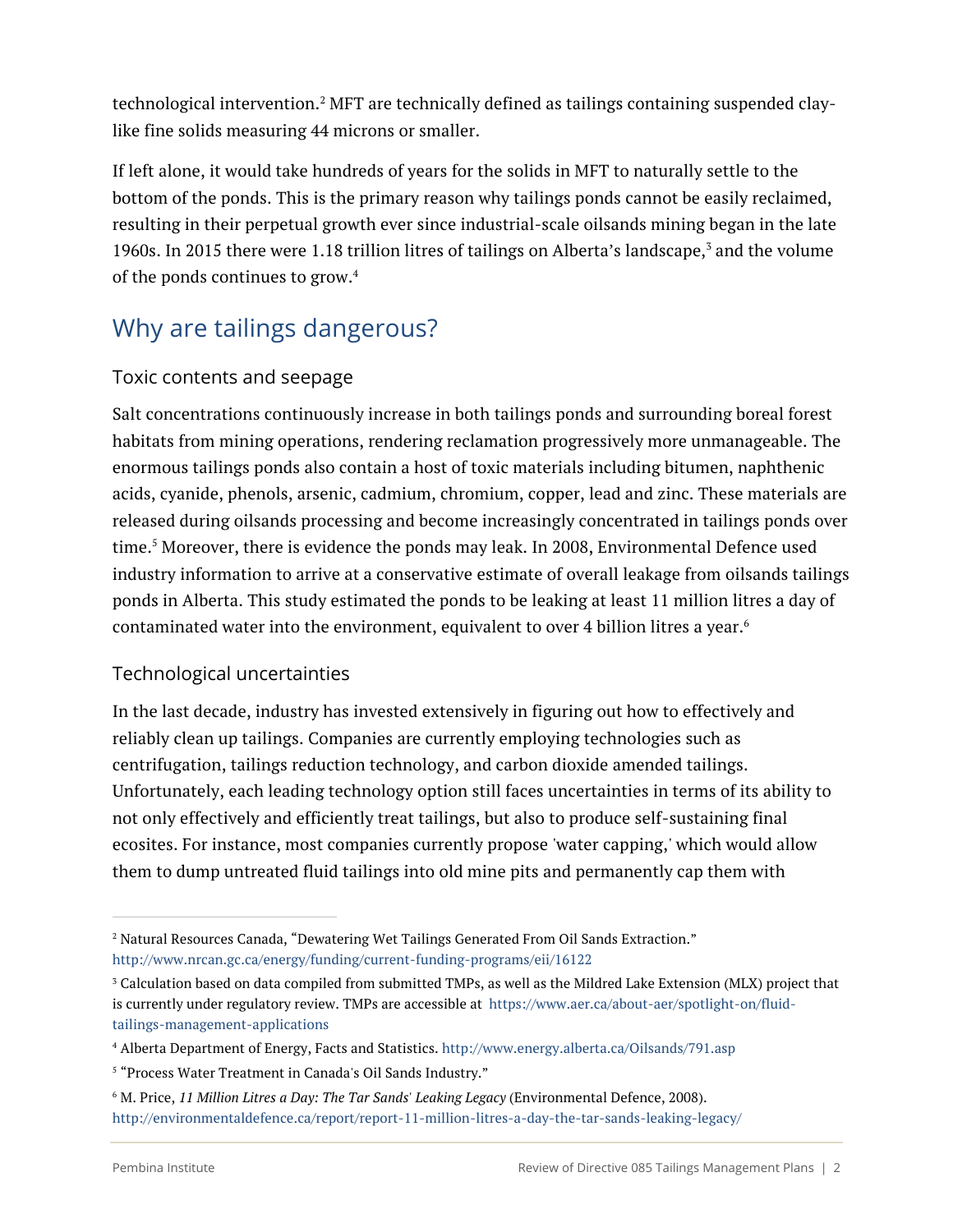technological intervention.[2] MFT are technically defined as tailings containing suspended clay-like fine solids measuring 44 microns or smaller.

If left alone, it would take hundreds of years for the solids in MFT to naturally settle to the bottom of the ponds. This is the primary reason why tailings ponds cannot be easily reclaimed, resulting in their perpetual growth ever since industrial-scale oilsands mining began in the late 1960s. In 2015 there were 1.18 trillion litres of tailings on Alberta's landscape,[3] and the volume of the ponds continues to grow.[4]

## Why are tailings dangerous?

### Toxic contents and seepage

Salt concentrations continuously increase in both tailings ponds and surrounding boreal forest habitats from mining operations, rendering reclamation progressively more unmanageable. The enormous tailings ponds also contain a host of toxic materials including bitumen, naphthenic acids, cyanide, phenols, arsenic, cadmium, chromium, copper, lead and zinc. These materials are released during oilsands processing and become increasingly concentrated in tailings ponds over time.[5] Moreover, there is evidence the ponds may leak. In 2008, Environmental Defence used industry information to arrive at a conservative estimate of overall leakage from oilsands tailings ponds in Alberta. This study estimated the ponds to be leaking at least 11 million litres a day of contaminated water into the environment, equivalent to over 4 billion litres a year.[6]

### Technological uncertainties

In the last decade, industry has invested extensively in figuring out how to effectively and reliably clean up tailings. Companies are currently employing technologies such as centrifugation, tailings reduction technology, and carbon dioxide amended tailings. Unfortunately, each leading technology option still faces uncertainties in terms of its ability to not only effectively and efficiently treat tailings, but also to produce self-sustaining final ecosites. For instance, most companies currently propose 'water capping,' which would allow them to dump untreated fluid tailings into old mine pits and permanently cap them with

---

[2] Natural Resources Canada, "Dewatering Wet Tailings Generated From Oil Sands Extraction." http://www.nrcan.gc.ca/energy/funding/current-funding-programs/eii/16122

[3] Calculation based on data compiled from submitted TMPs, as well as the Mildred Lake Extension (MLX) project that is currently under regulatory review. TMPs are accessible at https://www.aer.ca/about-aer/spotlight-on/fluid-tailings-management-applications

[4] Alberta Department of Energy, Facts and Statistics. http://www.energy.alberta.ca/Oilsands/791.asp

[5] "Process Water Treatment in Canada's Oil Sands Industry."

[6] M. Price, *11 Million Litres a Day: The Tar Sands' Leaking Legacy* (Environmental Defence, 2008). http://environmentaldefence.ca/report/report-11-million-litres-a-day-the-tar-sands-leaking-legacy/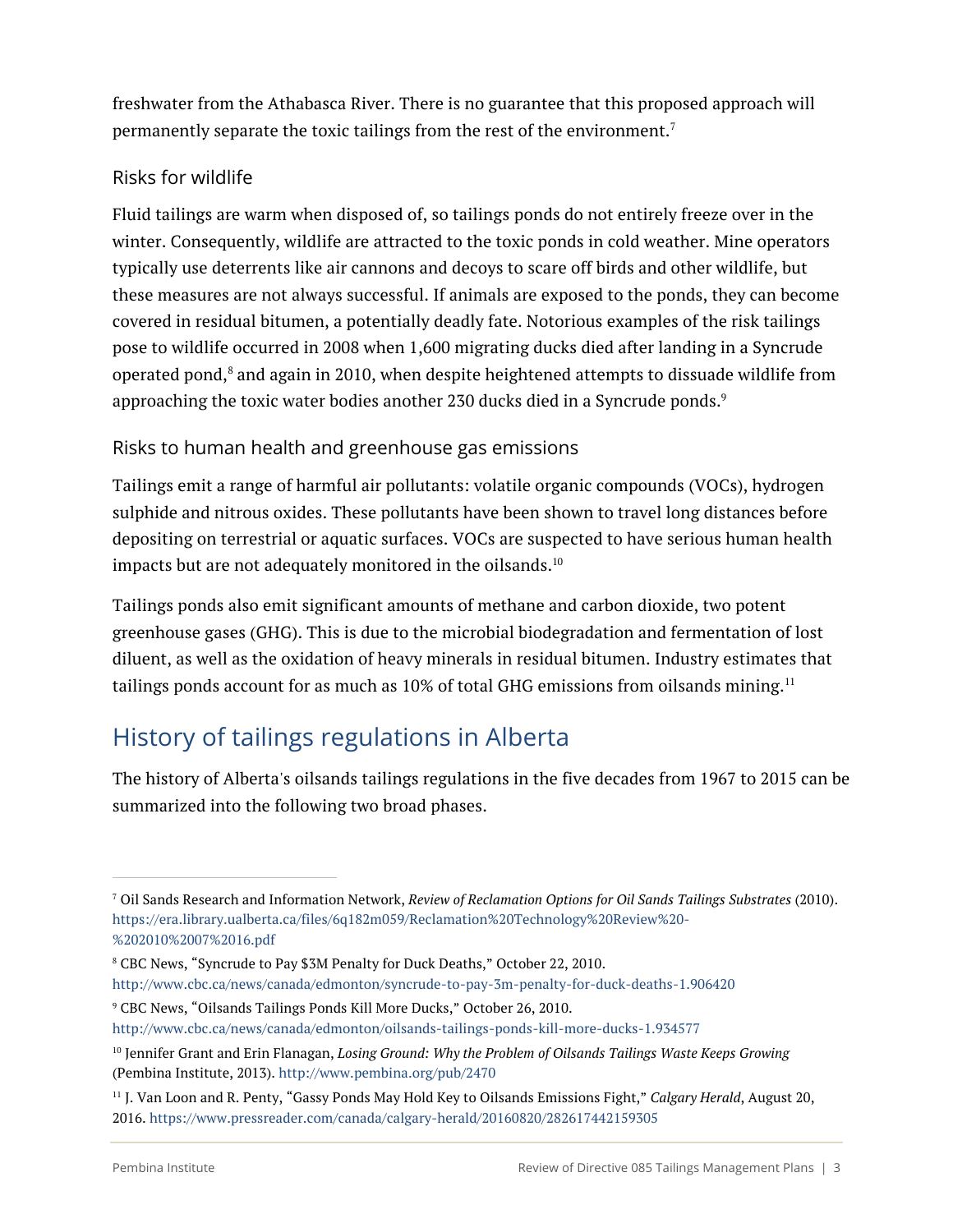freshwater from the Athabasca River. There is no guarantee that this proposed approach will permanently separate the toxic tailings from the rest of the environment.[7]

### Risks for wildlife

Fluid tailings are warm when disposed of, so tailings ponds do not entirely freeze over in the winter. Consequently, wildlife are attracted to the toxic ponds in cold weather. Mine operators typically use deterrents like air cannons and decoys to scare off birds and other wildlife, but these measures are not always successful. If animals are exposed to the ponds, they can become covered in residual bitumen, a potentially deadly fate. Notorious examples of the risk tailings pose to wildlife occurred in 2008 when 1,600 migrating ducks died after landing in a Syncrude operated pond,[8] and again in 2010, when despite heightened attempts to dissuade wildlife from approaching the toxic water bodies another 230 ducks died in a Syncrude ponds.[9]

### Risks to human health and greenhouse gas emissions

Tailings emit a range of harmful air pollutants: volatile organic compounds (VOCs), hydrogen sulphide and nitrous oxides. These pollutants have been shown to travel long distances before depositing on terrestrial or aquatic surfaces. VOCs are suspected to have serious human health impacts but are not adequately monitored in the oilsands.[10]

Tailings ponds also emit significant amounts of methane and carbon dioxide, two potent greenhouse gases (GHG). This is due to the microbial biodegradation and fermentation of lost diluent, as well as the oxidation of heavy minerals in residual bitumen. Industry estimates that tailings ponds account for as much as 10% of total GHG emissions from oilsands mining.[11]

## History of tailings regulations in Alberta

The history of Alberta's oilsands tailings regulations in the five decades from 1967 to 2015 can be summarized into the following two broad phases.

---

[7] Oil Sands Research and Information Network, *Review of Reclamation Options for Oil Sands Tailings Substrates* (2010). https://era.library.ualberta.ca/files/6q182m059/Reclamation%20Technology%20Review%20-%202010%2007%2016.pdf

[8] CBC News, "Syncrude to Pay $3M Penalty for Duck Deaths," October 22, 2010. http://www.cbc.ca/news/canada/edmonton/syncrude-to-pay-3m-penalty-for-duck-deaths-1.906420

[9] CBC News, "Oilsands Tailings Ponds Kill More Ducks," October 26, 2010. http://www.cbc.ca/news/canada/edmonton/oilsands-tailings-ponds-kill-more-ducks-1.934577

[10] Jennifer Grant and Erin Flanagan, *Losing Ground: Why the Problem of Oilsands Tailings Waste Keeps Growing* (Pembina Institute, 2013). http://www.pembina.org/pub/2470

[11] J. Van Loon and R. Penty, "Gassy Ponds May Hold Key to Oilsands Emissions Fight," *Calgary Herald*, August 20, 2016. https://www.pressreader.com/canada/calgary-herald/20160820/282617442159305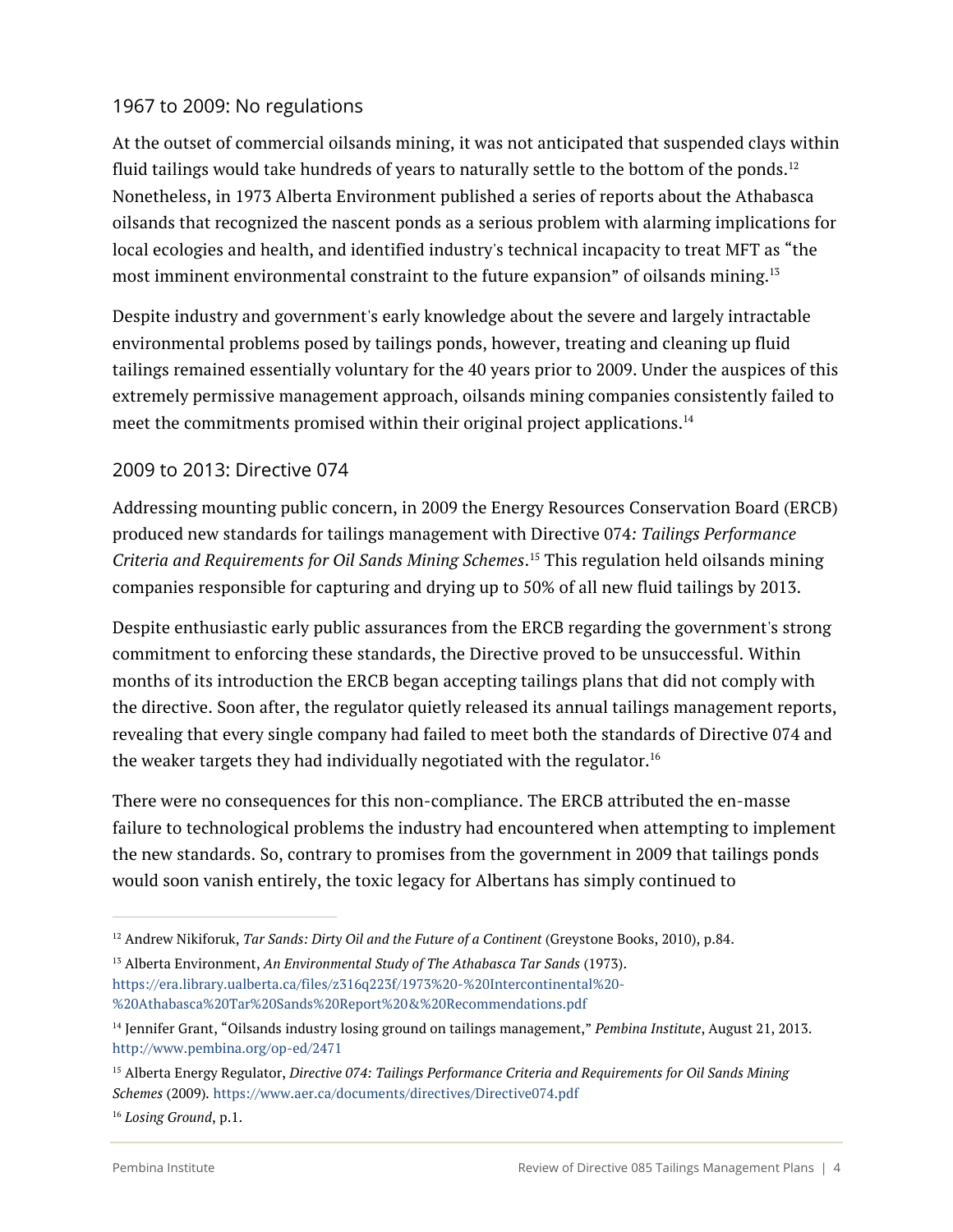## 1967 to 2009: No regulations

At the outset of commercial oilsands mining, it was not anticipated that suspended clays within fluid tailings would take hundreds of years to naturally settle to the bottom of the ponds.[12] Nonetheless, in 1973 Alberta Environment published a series of reports about the Athabasca oilsands that recognized the nascent ponds as a serious problem with alarming implications for local ecologies and health, and identified industry's technical incapacity to treat MFT as "the most imminent environmental constraint to the future expansion" of oilsands mining.[13]

Despite industry and government's early knowledge about the severe and largely intractable environmental problems posed by tailings ponds, however, treating and cleaning up fluid tailings remained essentially voluntary for the 40 years prior to 2009. Under the auspices of this extremely permissive management approach, oilsands mining companies consistently failed to meet the commitments promised within their original project applications.[14]

## 2009 to 2013: Directive 074

Addressing mounting public concern, in 2009 the Energy Resources Conservation Board (ERCB) produced new standards for tailings management with Directive 074*: Tailings Performance Criteria and Requirements for Oil Sands Mining Schemes*.[15] This regulation held oilsands mining companies responsible for capturing and drying up to 50% of all new fluid tailings by 2013.

Despite enthusiastic early public assurances from the ERCB regarding the government's strong commitment to enforcing these standards, the Directive proved to be unsuccessful. Within months of its introduction the ERCB began accepting tailings plans that did not comply with the directive. Soon after, the regulator quietly released its annual tailings management reports, revealing that every single company had failed to meet both the standards of Directive 074 and the weaker targets they had individually negotiated with the regulator.[16]

There were no consequences for this non-compliance. The ERCB attributed the en-masse failure to technological problems the industry had encountered when attempting to implement the new standards. So, contrary to promises from the government in 2009 that tailings ponds would soon vanish entirely, the toxic legacy for Albertans has simply continued to

---

[12] Andrew Nikiforuk, *Tar Sands: Dirty Oil and the Future of a Continent* (Greystone Books, 2010), p.84.

[13] Alberta Environment, *An Environmental Study of The Athabasca Tar Sands* (1973). https://era.library.ualberta.ca/files/z316q223f/1973%20-%20Intercontinental%20-%20Athabasca%20Tar%20Sands%20Report%20&%20Recommendations.pdf

[14] Jennifer Grant, "Oilsands industry losing ground on tailings management," *Pembina Institute*, August 21, 2013. http://www.pembina.org/op-ed/2471

[15] Alberta Energy Regulator, *Directive 074: Tailings Performance Criteria and Requirements for Oil Sands Mining Schemes* (2009). https://www.aer.ca/documents/directives/Directive074.pdf

[16] *Losing Ground*, p.1.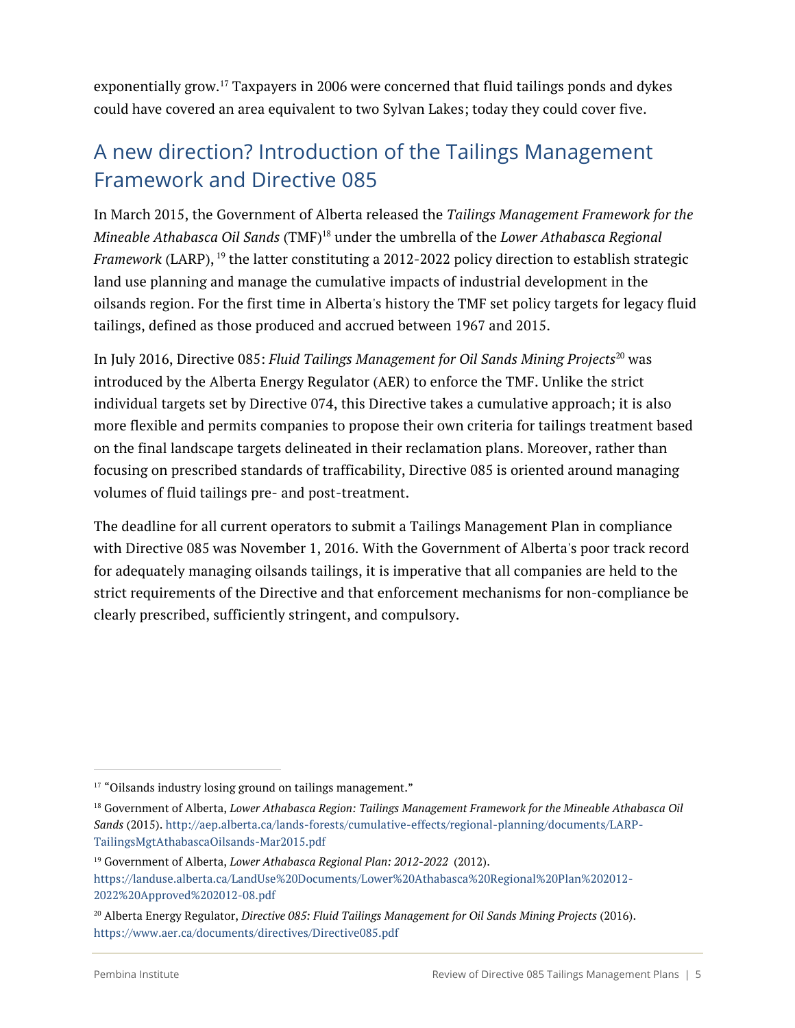exponentially grow.[17] Taxpayers in 2006 were concerned that fluid tailings ponds and dykes could have covered an area equivalent to two Sylvan Lakes; today they could cover five.

## A new direction? Introduction of the Tailings Management Framework and Directive 085

In March 2015, the Government of Alberta released the *Tailings Management Framework for the Mineable Athabasca Oil Sands* (TMF)[18] under the umbrella of the *Lower Athabasca Regional Framework* (LARP), [19] the latter constituting a 2012-2022 policy direction to establish strategic land use planning and manage the cumulative impacts of industrial development in the oilsands region. For the first time in Alberta's history the TMF set policy targets for legacy fluid tailings, defined as those produced and accrued between 1967 and 2015.

In July 2016, Directive 085: *Fluid Tailings Management for Oil Sands Mining Projects*[20] was introduced by the Alberta Energy Regulator (AER) to enforce the TMF. Unlike the strict individual targets set by Directive 074, this Directive takes a cumulative approach; it is also more flexible and permits companies to propose their own criteria for tailings treatment based on the final landscape targets delineated in their reclamation plans. Moreover, rather than focusing on prescribed standards of trafficability, Directive 085 is oriented around managing volumes of fluid tailings pre- and post-treatment.

The deadline for all current operators to submit a Tailings Management Plan in compliance with Directive 085 was November 1, 2016. With the Government of Alberta's poor track record for adequately managing oilsands tailings, it is imperative that all companies are held to the strict requirements of the Directive and that enforcement mechanisms for non-compliance be clearly prescribed, sufficiently stringent, and compulsory.

---

[17] "Oilsands industry losing ground on tailings management."

[18] Government of Alberta, *Lower Athabasca Region: Tailings Management Framework for the Mineable Athabasca Oil Sands* (2015). http://aep.alberta.ca/lands-forests/cumulative-effects/regional-planning/documents/LARP-TailingsMgtAthabascaOilsands-Mar2015.pdf

[19] Government of Alberta, *Lower Athabasca Regional Plan: 2012-2022* (2012). https://landuse.alberta.ca/LandUse%20Documents/Lower%20Athabasca%20Regional%20Plan%202012-2022%20Approved%202012-08.pdf

[20] Alberta Energy Regulator, *Directive 085: Fluid Tailings Management for Oil Sands Mining Projects* (2016). https://www.aer.ca/documents/directives/Directive085.pdf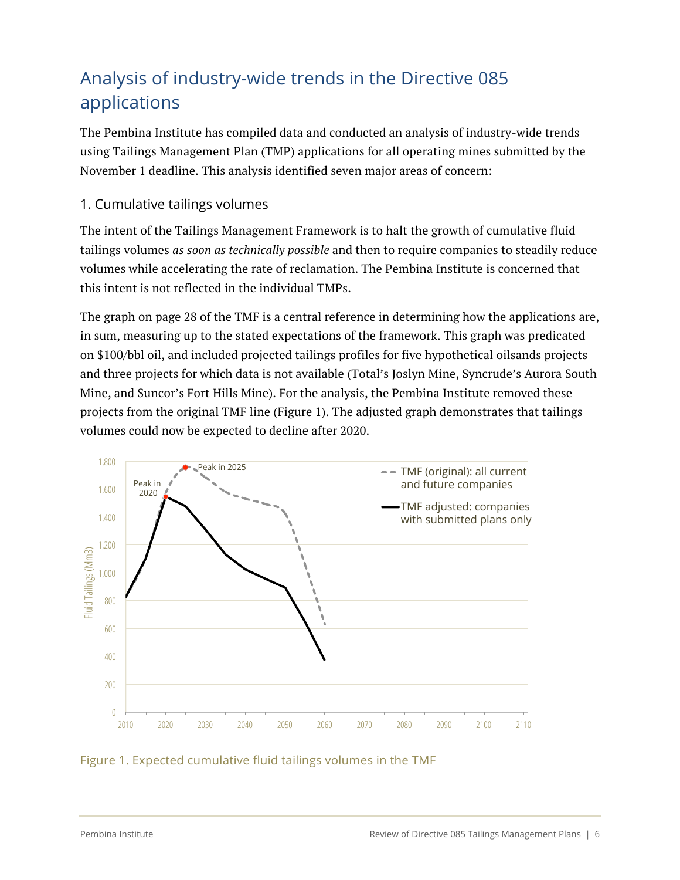# Analysis of industry-wide trends in the Directive 085 applications

The Pembina Institute has compiled data and conducted an analysis of industry-wide trends using Tailings Management Plan (TMP) applications for all operating mines submitted by the November 1 deadline. This analysis identified seven major areas of concern:

## 1. Cumulative tailings volumes

The intent of the Tailings Management Framework is to halt the growth of cumulative fluid tailings volumes *as soon as technically possible* and then to require companies to steadily reduce volumes while accelerating the rate of reclamation. The Pembina Institute is concerned that this intent is not reflected in the individual TMPs.

The graph on page 28 of the TMF is a central reference in determining how the applications are, in sum, measuring up to the stated expectations of the framework. This graph was predicated on $100/bbl oil, and included projected tailings profiles for five hypothetical oilsands projects and three projects for which data is not available (Total's Joslyn Mine, Syncrude's Aurora South Mine, and Suncor's Fort Hills Mine). For the analysis, the Pembina Institute removed these projects from the original TMF line (Figure 1). The adjusted graph demonstrates that tailings volumes could now be expected to decline after 2020.

Figure 1. Expected cumulative fluid tailings volumes in the TMF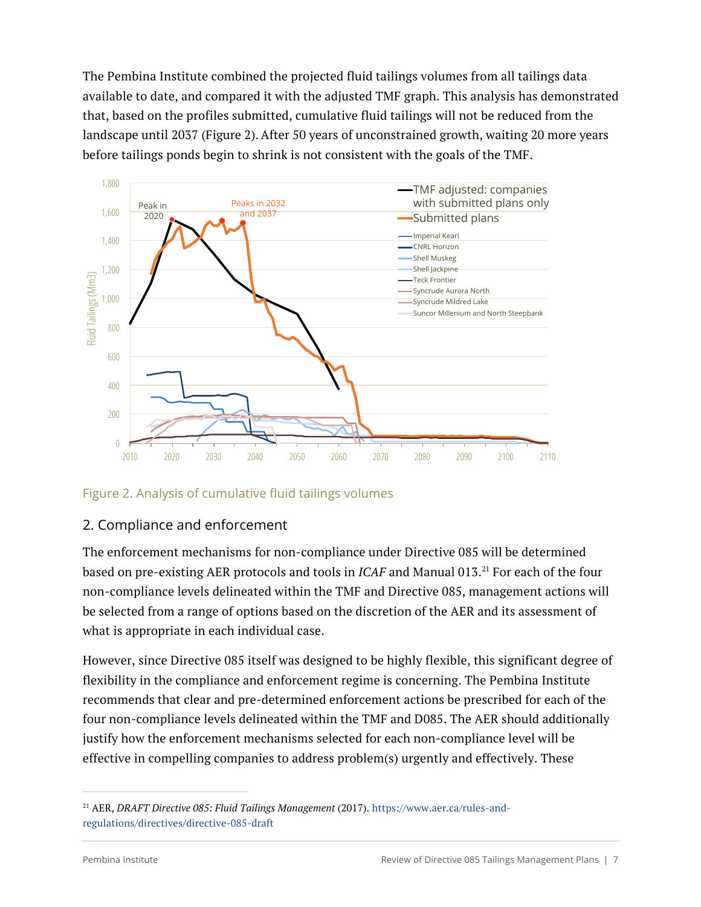The Pembina Institute combined the projected fluid tailings volumes from all tailings data available to date, and compared it with the adjusted TMF graph. This analysis has demonstrated that, based on the profiles submitted, cumulative fluid tailings will not be reduced from the landscape until 2037 (Figure 2). After 50 years of unconstrained growth, waiting 20 more years before tailings ponds begin to shrink is not consistent with the goals of the TMF.

Figure 2. Analysis of cumulative fluid tailings volumes

## 2. Compliance and enforcement

The enforcement mechanisms for non-compliance under Directive 085 will be determined based on pre-existing AER protocols and tools in *ICAF* and Manual 013.[21] For each of the four non-compliance levels delineated within the TMF and Directive 085, management actions will be selected from a range of options based on the discretion of the AER and its assessment of what is appropriate in each individual case.

However, since Directive 085 itself was designed to be highly flexible, this significant degree of flexibility in the compliance and enforcement regime is concerning. The Pembina Institute recommends that clear and pre-determined enforcement actions be prescribed for each of the four non-compliance levels delineated within the TMF and D085. The AER should additionally justify how the enforcement mechanisms selected for each non-compliance level will be effective in compelling companies to address problem(s) urgently and effectively. These

[21] AER, *DRAFT Directive 085: Fluid Tailings Management* (2017). https://www.aer.ca/rules-and-regulations/directives/directive-085-draft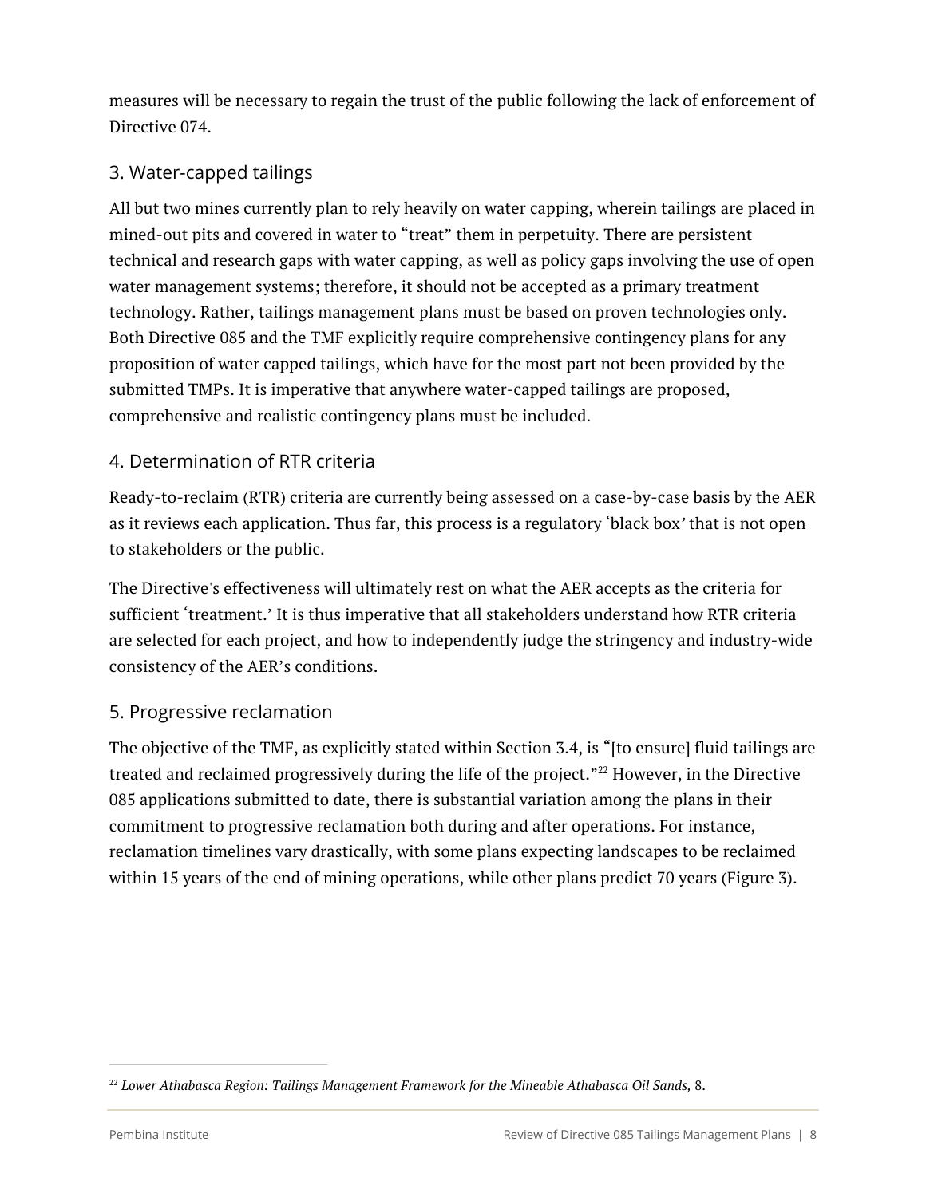measures will be necessary to regain the trust of the public following the lack of enforcement of Directive 074.

### 3. Water-capped tailings

All but two mines currently plan to rely heavily on water capping, wherein tailings are placed in mined-out pits and covered in water to "treat" them in perpetuity. There are persistent technical and research gaps with water capping, as well as policy gaps involving the use of open water management systems; therefore, it should not be accepted as a primary treatment technology. Rather, tailings management plans must be based on proven technologies only. Both Directive 085 and the TMF explicitly require comprehensive contingency plans for any proposition of water capped tailings, which have for the most part not been provided by the submitted TMPs. It is imperative that anywhere water-capped tailings are proposed, comprehensive and realistic contingency plans must be included.

### 4. Determination of RTR criteria

Ready-to-reclaim (RTR) criteria are currently being assessed on a case-by-case basis by the AER as it reviews each application. Thus far, this process is a regulatory 'black box' that is not open to stakeholders or the public.

The Directive's effectiveness will ultimately rest on what the AER accepts as the criteria for sufficient 'treatment.' It is thus imperative that all stakeholders understand how RTR criteria are selected for each project, and how to independently judge the stringency and industry-wide consistency of the AER's conditions.

### 5. Progressive reclamation

The objective of the TMF, as explicitly stated within Section 3.4, is "[to ensure] fluid tailings are treated and reclaimed progressively during the life of the project."[22] However, in the Directive 085 applications submitted to date, there is substantial variation among the plans in their commitment to progressive reclamation both during and after operations. For instance, reclamation timelines vary drastically, with some plans expecting landscapes to be reclaimed within 15 years of the end of mining operations, while other plans predict 70 years (Figure 3).

[22] *Lower Athabasca Region: Tailings Management Framework for the Mineable Athabasca Oil Sands,* 8.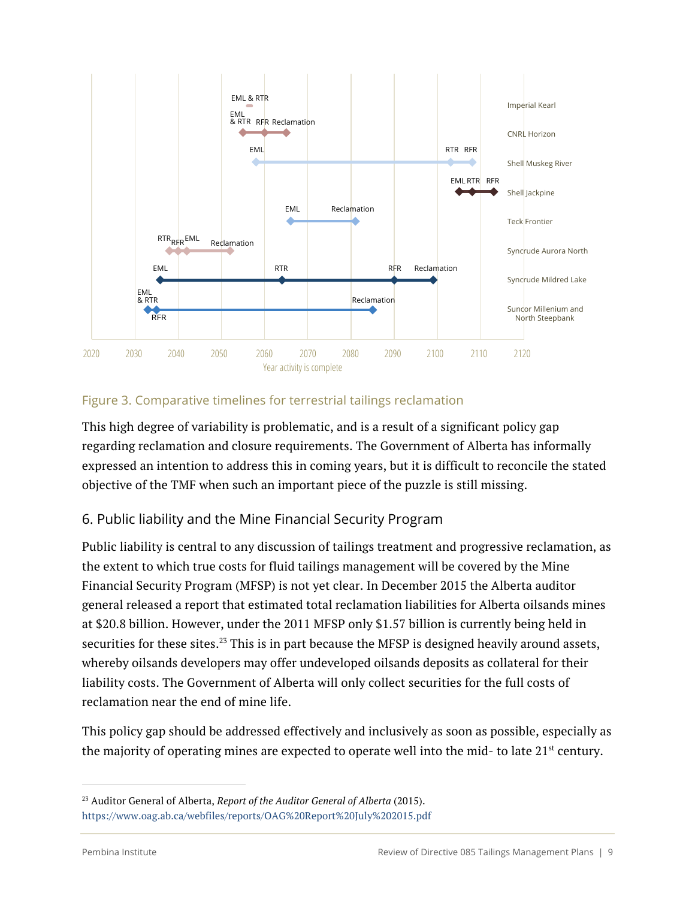Figure 3. Comparative timelines for terrestrial tailings reclamation

This high degree of variability is problematic, and is a result of a significant policy gap regarding reclamation and closure requirements. The Government of Alberta has informally expressed an intention to address this in coming years, but it is difficult to reconcile the stated objective of the TMF when such an important piece of the puzzle is still missing.

## 6. Public liability and the Mine Financial Security Program

Public liability is central to any discussion of tailings treatment and progressive reclamation, as the extent to which true costs for fluid tailings management will be covered by the Mine Financial Security Program (MFSP) is not yet clear. In December 2015 the Alberta auditor general released a report that estimated total reclamation liabilities for Alberta oilsands mines at $20.8 billion. However, under the 2011 MFSP only $1.57 billion is currently being held in securities for these sites.[23] This is in part because the MFSP is designed heavily around assets, whereby oilsands developers may offer undeveloped oilsands deposits as collateral for their liability costs. The Government of Alberta will only collect securities for the full costs of reclamation near the end of mine life.

This policy gap should be addressed effectively and inclusively as soon as possible, especially as the majority of operating mines are expected to operate well into the mid- to late 21st century.

[23] Auditor General of Alberta, *Report of the Auditor General of Alberta* (2015). https://www.oag.ab.ca/webfiles/reports/OAG%20Report%20July%202015.pdf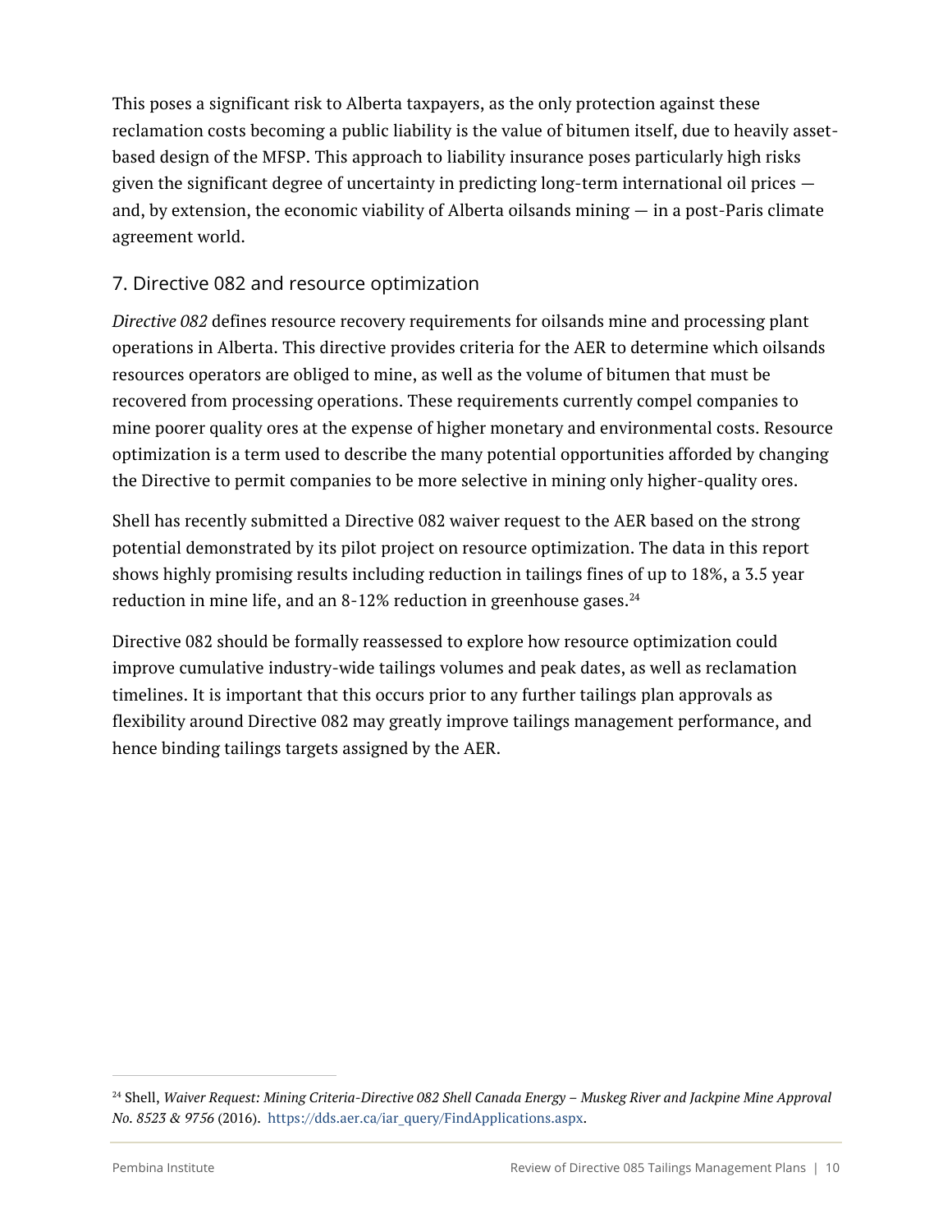This poses a significant risk to Alberta taxpayers, as the only protection against these reclamation costs becoming a public liability is the value of bitumen itself, due to heavily asset-based design of the MFSP. This approach to liability insurance poses particularly high risks given the significant degree of uncertainty in predicting long-term international oil prices — and, by extension, the economic viability of Alberta oilsands mining — in a post-Paris climate agreement world.

## 7. Directive 082 and resource optimization

*Directive 082* defines resource recovery requirements for oilsands mine and processing plant operations in Alberta. This directive provides criteria for the AER to determine which oilsands resources operators are obliged to mine, as well as the volume of bitumen that must be recovered from processing operations. These requirements currently compel companies to mine poorer quality ores at the expense of higher monetary and environmental costs. Resource optimization is a term used to describe the many potential opportunities afforded by changing the Directive to permit companies to be more selective in mining only higher-quality ores.

Shell has recently submitted a Directive 082 waiver request to the AER based on the strong potential demonstrated by its pilot project on resource optimization. The data in this report shows highly promising results including reduction in tailings fines of up to 18%, a 3.5 year reduction in mine life, and an 8-12% reduction in greenhouse gases.[24]

Directive 082 should be formally reassessed to explore how resource optimization could improve cumulative industry-wide tailings volumes and peak dates, as well as reclamation timelines. It is important that this occurs prior to any further tailings plan approvals as flexibility around Directive 082 may greatly improve tailings management performance, and hence binding tailings targets assigned by the AER.

---

[24] Shell, *Waiver Request: Mining Criteria-Directive 082 Shell Canada Energy – Muskeg River and Jackpine Mine Approval No. 8523 & 9756* (2016). https://dds.aer.ca/iar_query/FindApplications.aspx.